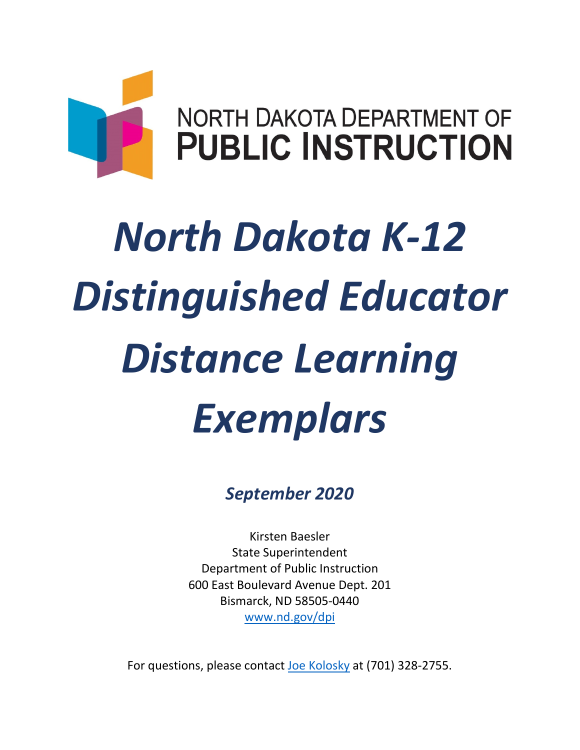NORTH DAKOTA DEPARTMENT OF
**PUBLIC INSTRUCTION**

# *North Dakota K-12 Distinguished Educator Distance Learning Exemplars*

***September 2020***

Kirsten Baesler
State Superintendent
Department of Public Instruction
600 East Boulevard Avenue Dept. 201
Bismarck, ND 58505-0440
www.nd.gov/dpi

For questions, please contact Joe Kolosky at (701) 328-2755.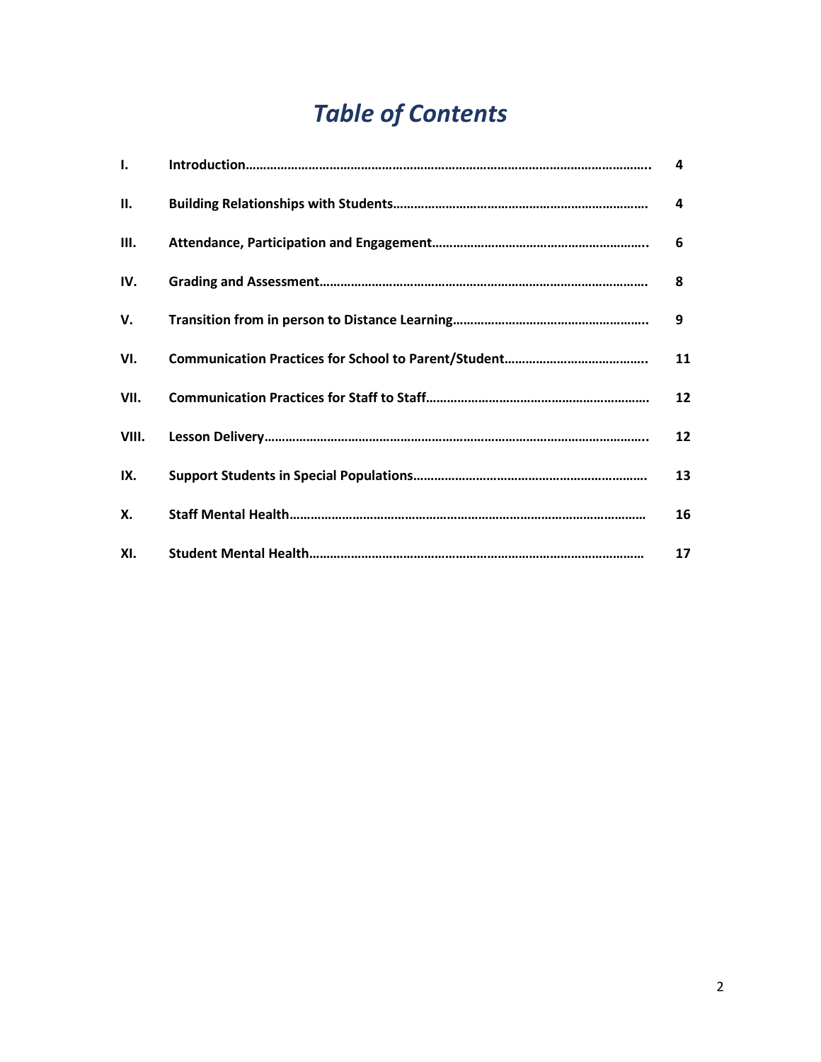# *Table of Contents*

| | | |
|---|---|---|
| **I.** | **Introduction……………………………………………………………………………………………………..** | **4** |
| **II.** | **Building Relationships with Students………………………………………………………………** | **4** |
| **III.** | **Attendance, Participation and Engagement…………………………………………………..** | **6** |
| **IV.** | **Grading and Assessment…………………………………………………………………………………** | **8** |
| **V.** | **Transition from in person to Distance Learning………………………………………………** | **9** |
| **VI.** | **Communication Practices for School to Parent/Student…………………………………..** | **11** |
| **VII.** | **Communication Practices for Staff to Staff……………………………………………………** | **12** |
| **VIII.** | **Lesson Delivery………………………………………………………………………………………………..** | **12** |
| **IX.** | **Support Students in Special Populations………………………………………………………** | **13** |
| **X.** | **Staff Mental Health………………………………………………………………………………………** | **16** |
| **XI.** | **Student Mental Health…………………………………………………………………………………** | **17** |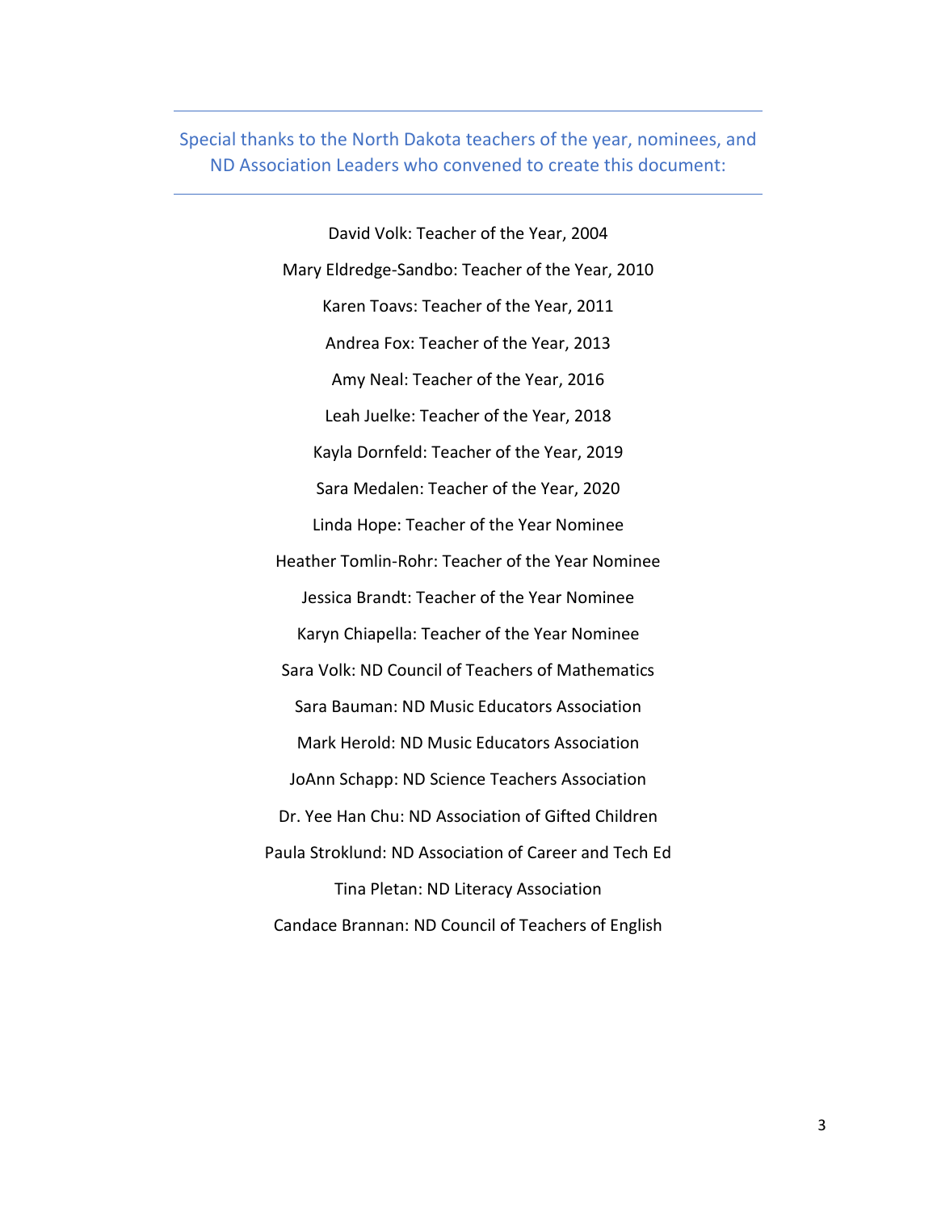Special thanks to the North Dakota teachers of the year, nominees, and ND Association Leaders who convened to create this document:

---

David Volk: Teacher of the Year, 2004

Mary Eldredge-Sandbo: Teacher of the Year, 2010

Karen Toavs: Teacher of the Year, 2011

Andrea Fox: Teacher of the Year, 2013

Amy Neal: Teacher of the Year, 2016

Leah Juelke: Teacher of the Year, 2018

Kayla Dornfeld: Teacher of the Year, 2019

Sara Medalen: Teacher of the Year, 2020

Linda Hope: Teacher of the Year Nominee

Heather Tomlin-Rohr: Teacher of the Year Nominee

Jessica Brandt: Teacher of the Year Nominee

Karyn Chiapella: Teacher of the Year Nominee

Sara Volk: ND Council of Teachers of Mathematics

Sara Bauman: ND Music Educators Association

Mark Herold: ND Music Educators Association

JoAnn Schapp: ND Science Teachers Association

Dr. Yee Han Chu: ND Association of Gifted Children

Paula Stroklund: ND Association of Career and Tech Ed

Tina Pletan: ND Literacy Association

Candace Brannan: ND Council of Teachers of English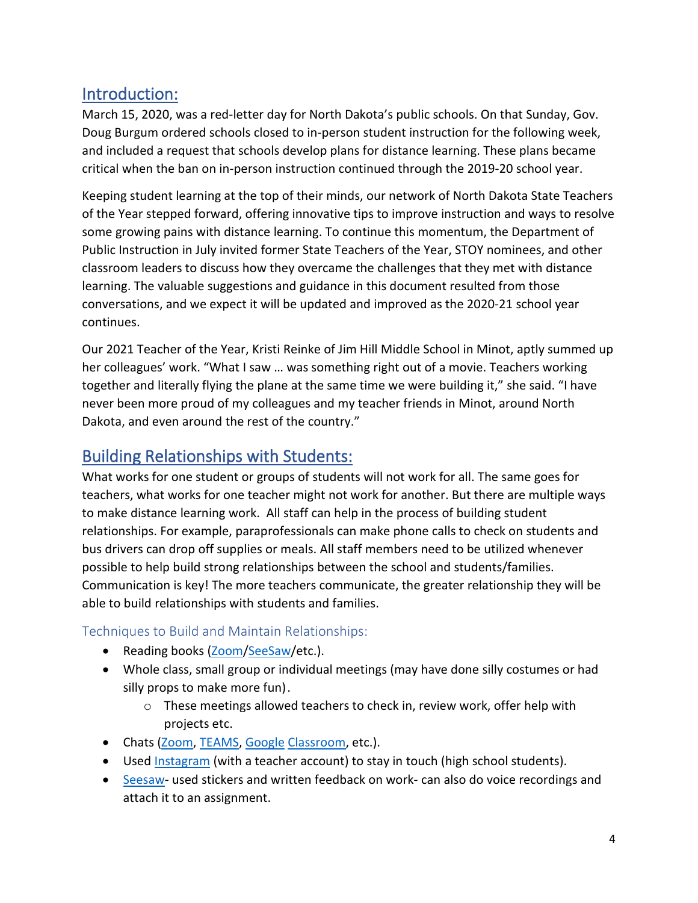## Introduction:

March 15, 2020, was a red-letter day for North Dakota's public schools. On that Sunday, Gov. Doug Burgum ordered schools closed to in-person student instruction for the following week, and included a request that schools develop plans for distance learning. These plans became critical when the ban on in-person instruction continued through the 2019-20 school year.

Keeping student learning at the top of their minds, our network of North Dakota State Teachers of the Year stepped forward, offering innovative tips to improve instruction and ways to resolve some growing pains with distance learning. To continue this momentum, the Department of Public Instruction in July invited former State Teachers of the Year, STOY nominees, and other classroom leaders to discuss how they overcame the challenges that they met with distance learning. The valuable suggestions and guidance in this document resulted from those conversations, and we expect it will be updated and improved as the 2020-21 school year continues.

Our 2021 Teacher of the Year, Kristi Reinke of Jim Hill Middle School in Minot, aptly summed up her colleagues' work. "What I saw … was something right out of a movie. Teachers working together and literally flying the plane at the same time we were building it," she said. "I have never been more proud of my colleagues and my teacher friends in Minot, around North Dakota, and even around the rest of the country."

## Building Relationships with Students:

What works for one student or groups of students will not work for all. The same goes for teachers, what works for one teacher might not work for another. But there are multiple ways to make distance learning work. All staff can help in the process of building student relationships. For example, paraprofessionals can make phone calls to check on students and bus drivers can drop off supplies or meals. All staff members need to be utilized whenever possible to help build strong relationships between the school and students/families. Communication is key! The more teachers communicate, the greater relationship they will be able to build relationships with students and families.

### Techniques to Build and Maintain Relationships:

- Reading books (Zoom/SeeSaw/etc.).
- Whole class, small group or individual meetings (may have done silly costumes or had silly props to make more fun).
  - These meetings allowed teachers to check in, review work, offer help with projects etc.
- Chats (Zoom, TEAMS, Google Classroom, etc.).
- Used Instagram (with a teacher account) to stay in touch (high school students).
- Seesaw- used stickers and written feedback on work- can also do voice recordings and attach it to an assignment.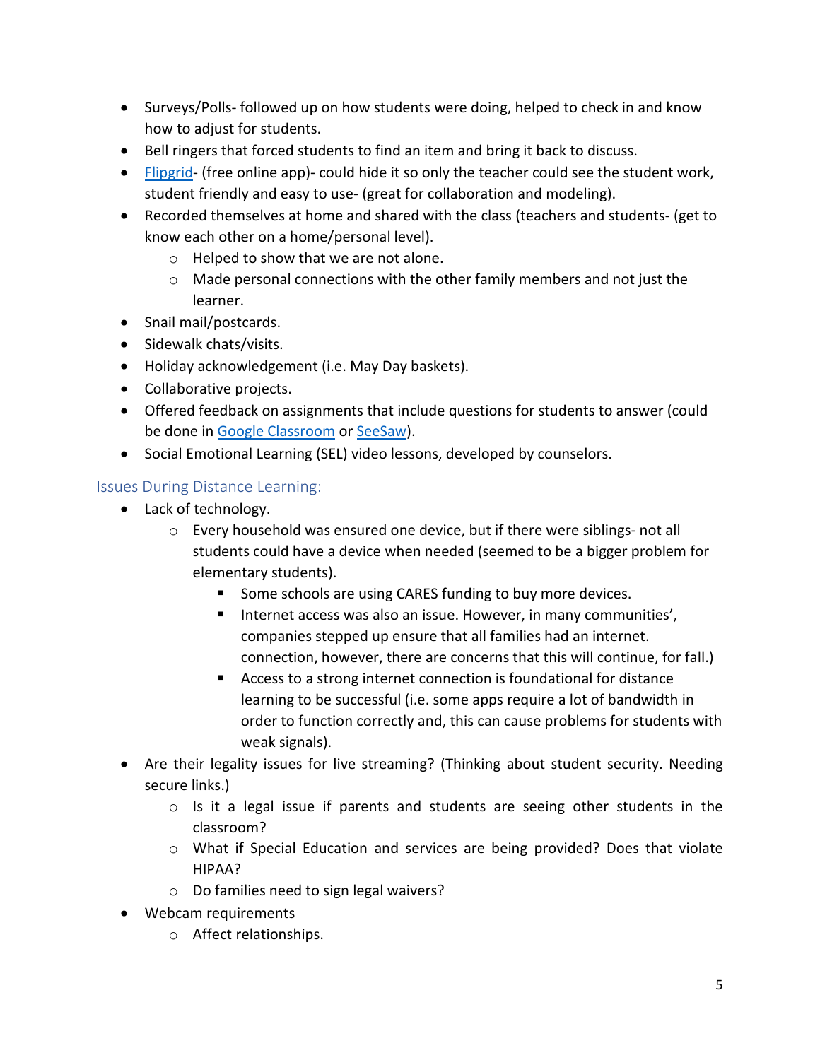- Surveys/Polls- followed up on how students were doing, helped to check in and know how to adjust for students.
- Bell ringers that forced students to find an item and bring it back to discuss.
- [Flipgrid](#)- (free online app)- could hide it so only the teacher could see the student work, student friendly and easy to use- (great for collaboration and modeling).
- Recorded themselves at home and shared with the class (teachers and students- (get to know each other on a home/personal level).
    - Helped to show that we are not alone.
    - Made personal connections with the other family members and not just the learner.
- Snail mail/postcards.
- Sidewalk chats/visits.
- Holiday acknowledgement (i.e. May Day baskets).
- Collaborative projects.
- Offered feedback on assignments that include questions for students to answer (could be done in [Google Classroom](#) or [SeeSaw](#)).
- Social Emotional Learning (SEL) video lessons, developed by counselors.

## Issues During Distance Learning:

- Lack of technology.
    - Every household was ensured one device, but if there were siblings- not all students could have a device when needed (seemed to be a bigger problem for elementary students).
        - Some schools are using CARES funding to buy more devices.
        - Internet access was also an issue. However, in many communities', companies stepped up ensure that all families had an internet. connection, however, there are concerns that this will continue, for fall.)
        - Access to a strong internet connection is foundational for distance learning to be successful (i.e. some apps require a lot of bandwidth in order to function correctly and, this can cause problems for students with weak signals).
- Are their legality issues for live streaming? (Thinking about student security. Needing secure links.)
    - Is it a legal issue if parents and students are seeing other students in the classroom?
    - What if Special Education and services are being provided? Does that violate HIPAA?
    - Do families need to sign legal waivers?
- Webcam requirements
    - Affect relationships.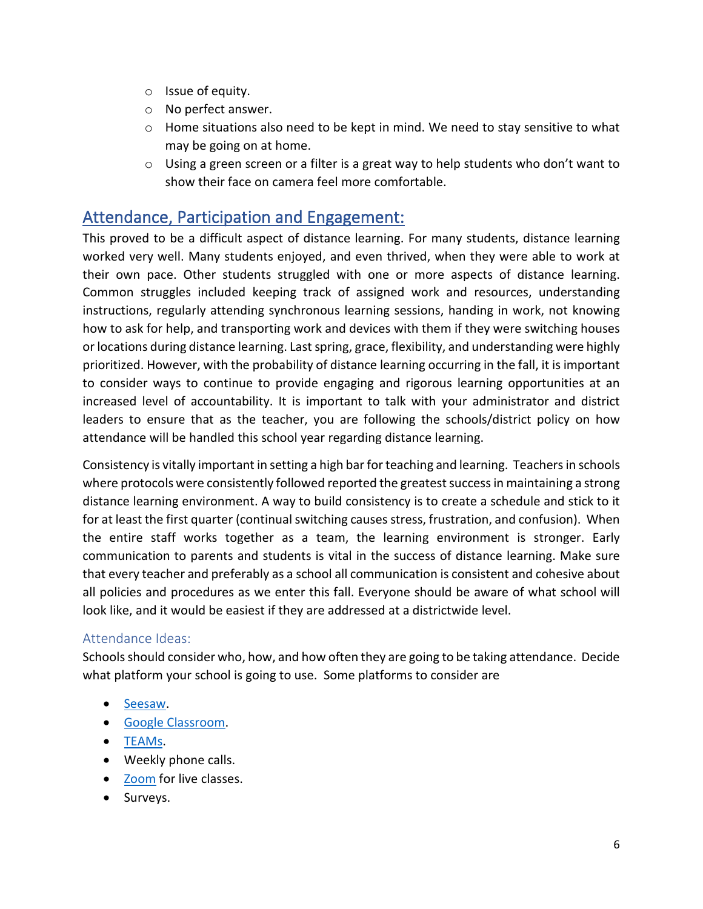- Issue of equity.
- No perfect answer.
- Home situations also need to be kept in mind. We need to stay sensitive to what may be going on at home.
- Using a green screen or a filter is a great way to help students who don't want to show their face on camera feel more comfortable.

## Attendance, Participation and Engagement:

This proved to be a difficult aspect of distance learning. For many students, distance learning worked very well. Many students enjoyed, and even thrived, when they were able to work at their own pace. Other students struggled with one or more aspects of distance learning. Common struggles included keeping track of assigned work and resources, understanding instructions, regularly attending synchronous learning sessions, handing in work, not knowing how to ask for help, and transporting work and devices with them if they were switching houses or locations during distance learning. Last spring, grace, flexibility, and understanding were highly prioritized. However, with the probability of distance learning occurring in the fall, it is important to consider ways to continue to provide engaging and rigorous learning opportunities at an increased level of accountability. It is important to talk with your administrator and district leaders to ensure that as the teacher, you are following the schools/district policy on how attendance will be handled this school year regarding distance learning.

Consistency is vitally important in setting a high bar for teaching and learning. Teachers in schools where protocols were consistently followed reported the greatest success in maintaining a strong distance learning environment. A way to build consistency is to create a schedule and stick to it for at least the first quarter (continual switching causes stress, frustration, and confusion). When the entire staff works together as a team, the learning environment is stronger. Early communication to parents and students is vital in the success of distance learning. Make sure that every teacher and preferably as a school all communication is consistent and cohesive about all policies and procedures as we enter this fall. Everyone should be aware of what school will look like, and it would be easiest if they are addressed at a districtwide level.

### Attendance Ideas:

Schools should consider who, how, and how often they are going to be taking attendance. Decide what platform your school is going to use. Some platforms to consider are

- Seesaw.
- Google Classroom.
- TEAMs.
- Weekly phone calls.
- Zoom for live classes.
- Surveys.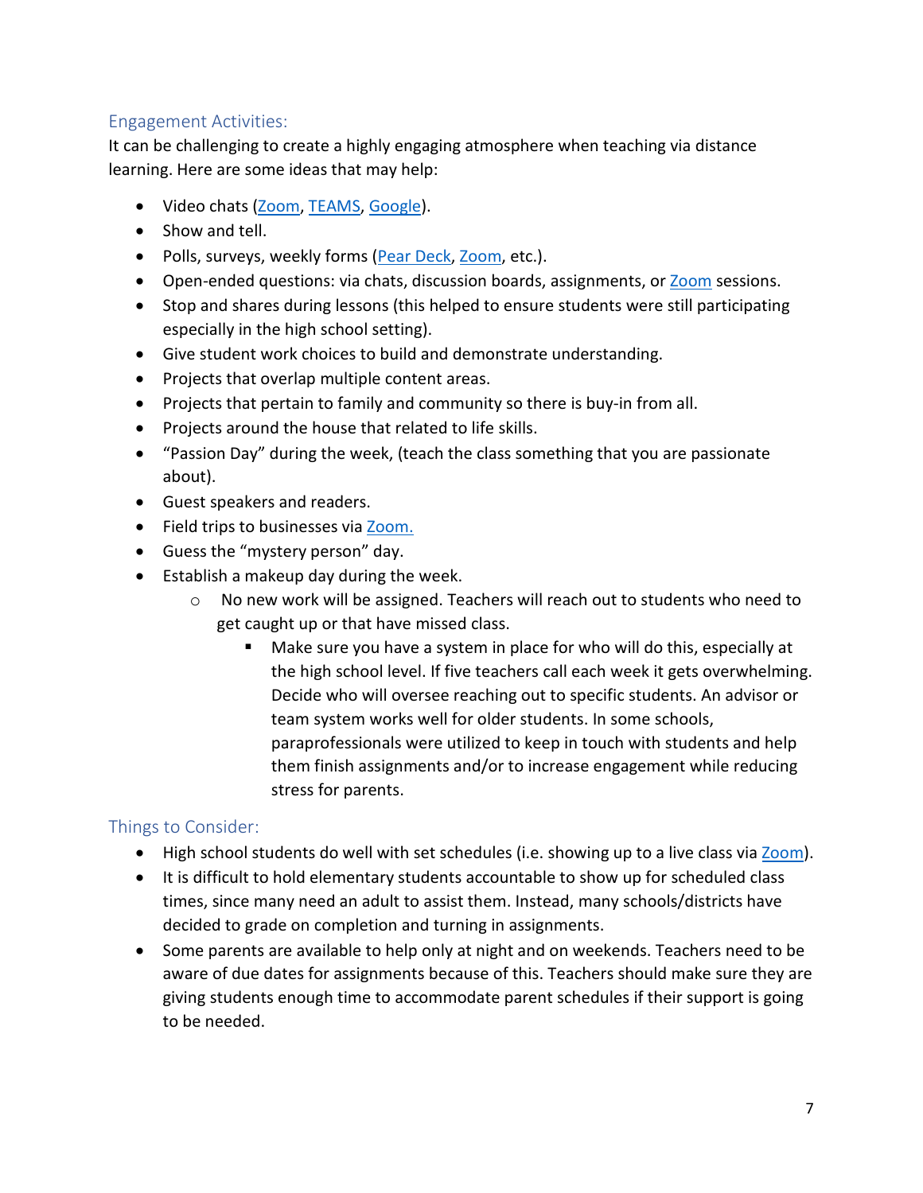## Engagement Activities:

It can be challenging to create a highly engaging atmosphere when teaching via distance learning. Here are some ideas that may help:

- Video chats (Zoom, TEAMS, Google).
- Show and tell.
- Polls, surveys, weekly forms (Pear Deck, Zoom, etc.).
- Open-ended questions: via chats, discussion boards, assignments, or Zoom sessions.
- Stop and shares during lessons (this helped to ensure students were still participating especially in the high school setting).
- Give student work choices to build and demonstrate understanding.
- Projects that overlap multiple content areas.
- Projects that pertain to family and community so there is buy-in from all.
- Projects around the house that related to life skills.
- "Passion Day" during the week, (teach the class something that you are passionate about).
- Guest speakers and readers.
- Field trips to businesses via Zoom.
- Guess the "mystery person" day.
- Establish a makeup day during the week.
  - No new work will be assigned. Teachers will reach out to students who need to get caught up or that have missed class.
    - Make sure you have a system in place for who will do this, especially at the high school level. If five teachers call each week it gets overwhelming. Decide who will oversee reaching out to specific students. An advisor or team system works well for older students. In some schools, paraprofessionals were utilized to keep in touch with students and help them finish assignments and/or to increase engagement while reducing stress for parents.

## Things to Consider:

- High school students do well with set schedules (i.e. showing up to a live class via Zoom).
- It is difficult to hold elementary students accountable to show up for scheduled class times, since many need an adult to assist them. Instead, many schools/districts have decided to grade on completion and turning in assignments.
- Some parents are available to help only at night and on weekends. Teachers need to be aware of due dates for assignments because of this. Teachers should make sure they are giving students enough time to accommodate parent schedules if their support is going to be needed.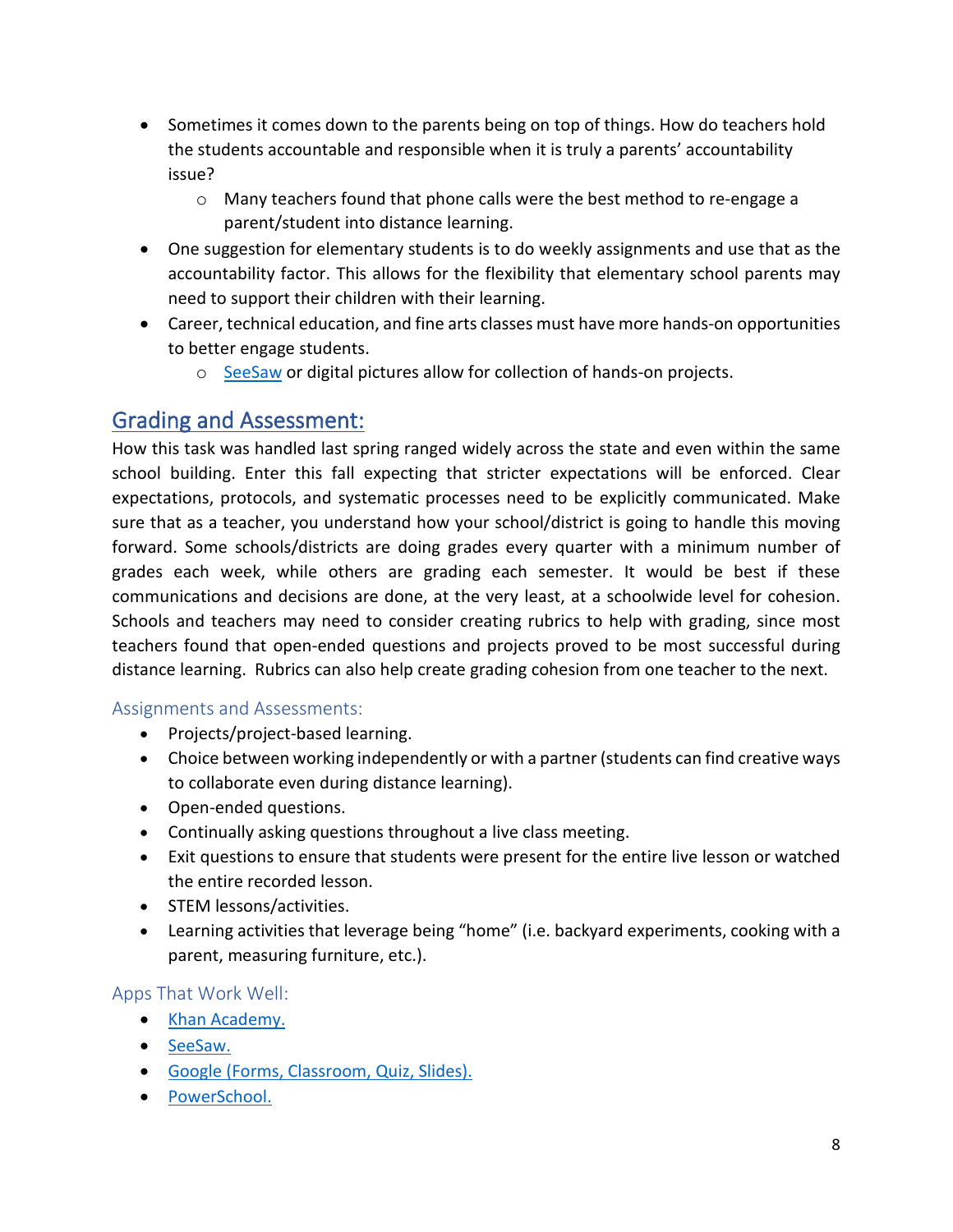- Sometimes it comes down to the parents being on top of things. How do teachers hold the students accountable and responsible when it is truly a parents' accountability issue?
    - Many teachers found that phone calls were the best method to re-engage a parent/student into distance learning.
- One suggestion for elementary students is to do weekly assignments and use that as the accountability factor. This allows for the flexibility that elementary school parents may need to support their children with their learning.
- Career, technical education, and fine arts classes must have more hands-on opportunities to better engage students.
    - SeeSaw or digital pictures allow for collection of hands-on projects.

## Grading and Assessment:

How this task was handled last spring ranged widely across the state and even within the same school building. Enter this fall expecting that stricter expectations will be enforced. Clear expectations, protocols, and systematic processes need to be explicitly communicated. Make sure that as a teacher, you understand how your school/district is going to handle this moving forward. Some schools/districts are doing grades every quarter with a minimum number of grades each week, while others are grading each semester. It would be best if these communications and decisions are done, at the very least, at a schoolwide level for cohesion. Schools and teachers may need to consider creating rubrics to help with grading, since most teachers found that open-ended questions and projects proved to be most successful during distance learning. Rubrics can also help create grading cohesion from one teacher to the next.

### Assignments and Assessments:

- Projects/project-based learning.
- Choice between working independently or with a partner (students can find creative ways to collaborate even during distance learning).
- Open-ended questions.
- Continually asking questions throughout a live class meeting.
- Exit questions to ensure that students were present for the entire live lesson or watched the entire recorded lesson.
- STEM lessons/activities.
- Learning activities that leverage being "home" (i.e. backyard experiments, cooking with a parent, measuring furniture, etc.).

### Apps That Work Well:

- Khan Academy.
- SeeSaw.
- Google (Forms, Classroom, Quiz, Slides).
- PowerSchool.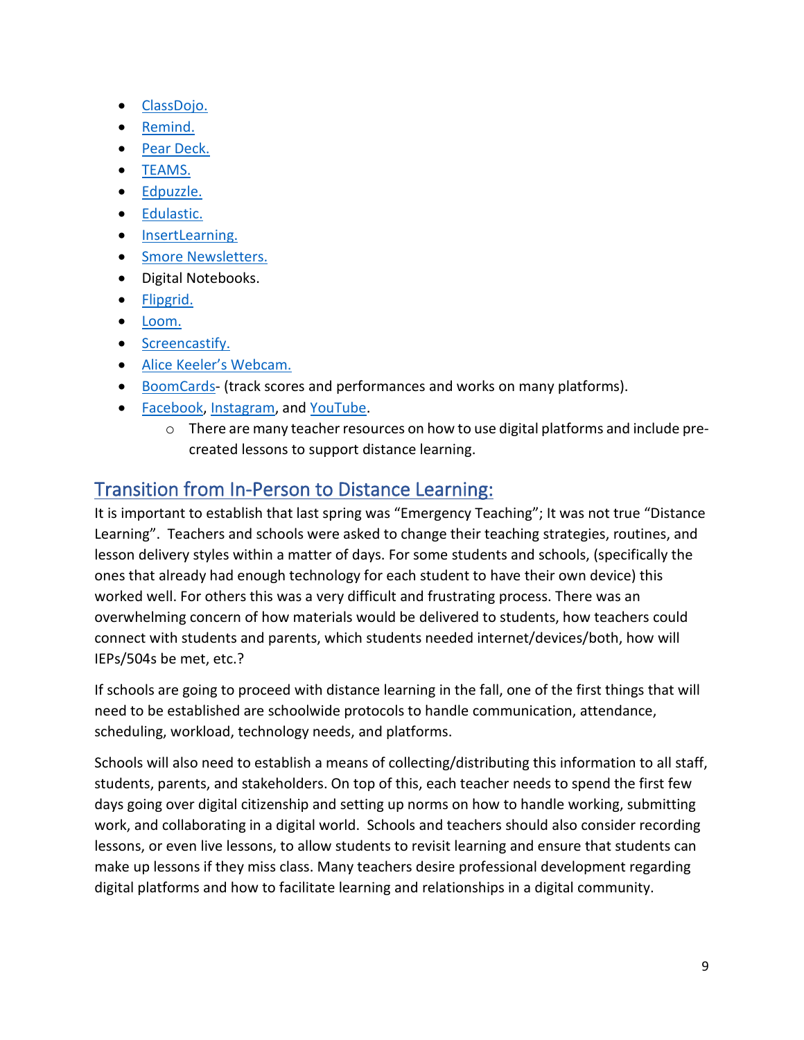- ClassDojo.
- Remind.
- Pear Deck.
- TEAMS.
- Edpuzzle.
- Edulastic.
- InsertLearning.
- Smore Newsletters.
- Digital Notebooks.
- Flipgrid.
- Loom.
- Screencastify.
- Alice Keeler's Webcam.
- BoomCards- (track scores and performances and works on many platforms).
- Facebook, Instagram, and YouTube.
    - There are many teacher resources on how to use digital platforms and include pre-created lessons to support distance learning.

## Transition from In-Person to Distance Learning:

It is important to establish that last spring was "Emergency Teaching"; It was not true "Distance Learning". Teachers and schools were asked to change their teaching strategies, routines, and lesson delivery styles within a matter of days. For some students and schools, (specifically the ones that already had enough technology for each student to have their own device) this worked well. For others this was a very difficult and frustrating process. There was an overwhelming concern of how materials would be delivered to students, how teachers could connect with students and parents, which students needed internet/devices/both, how will IEPs/504s be met, etc.?

If schools are going to proceed with distance learning in the fall, one of the first things that will need to be established are schoolwide protocols to handle communication, attendance, scheduling, workload, technology needs, and platforms.

Schools will also need to establish a means of collecting/distributing this information to all staff, students, parents, and stakeholders. On top of this, each teacher needs to spend the first few days going over digital citizenship and setting up norms on how to handle working, submitting work, and collaborating in a digital world. Schools and teachers should also consider recording lessons, or even live lessons, to allow students to revisit learning and ensure that students can make up lessons if they miss class. Many teachers desire professional development regarding digital platforms and how to facilitate learning and relationships in a digital community.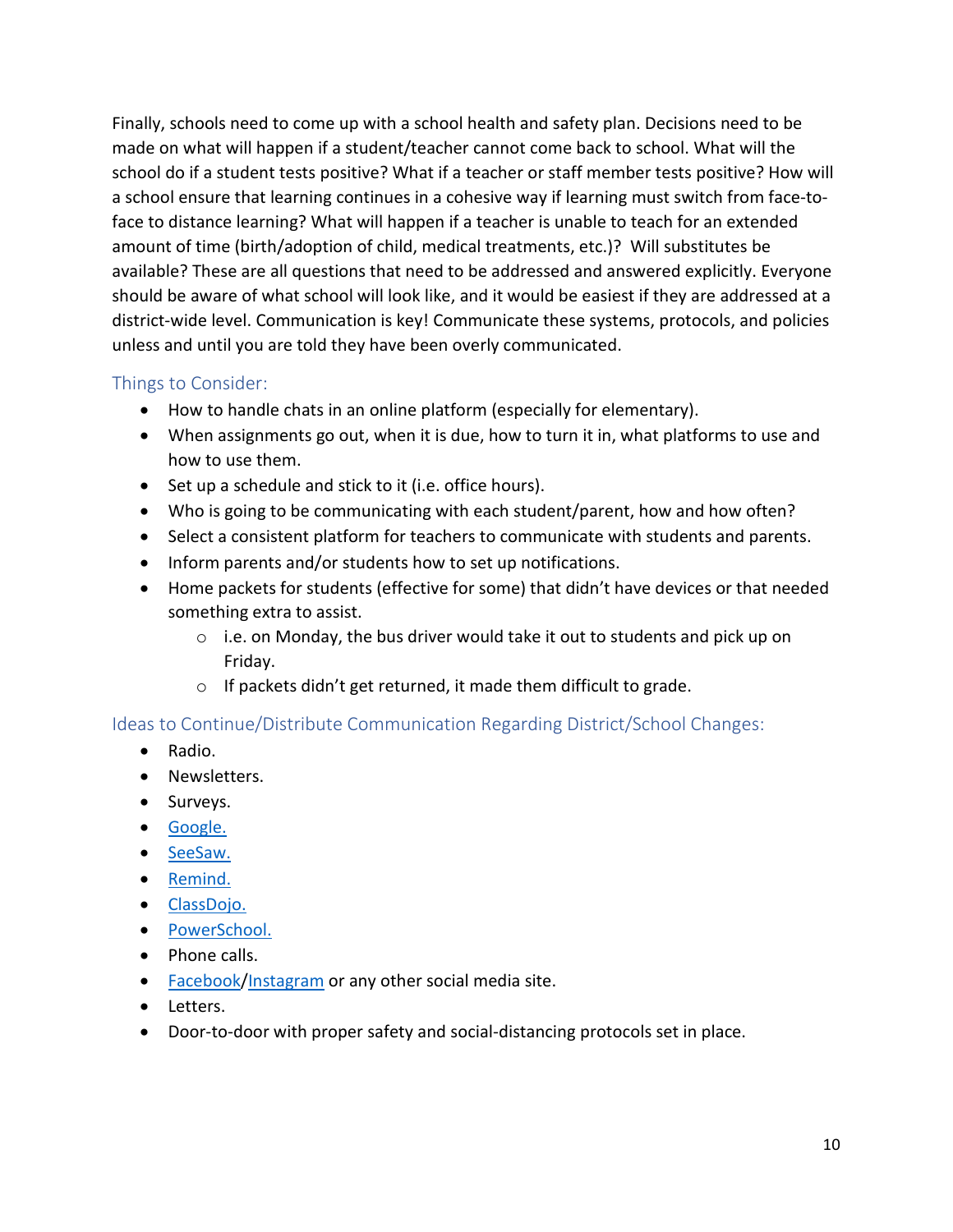Finally, schools need to come up with a school health and safety plan. Decisions need to be made on what will happen if a student/teacher cannot come back to school. What will the school do if a student tests positive? What if a teacher or staff member tests positive? How will a school ensure that learning continues in a cohesive way if learning must switch from face-to-face to distance learning? What will happen if a teacher is unable to teach for an extended amount of time (birth/adoption of child, medical treatments, etc.)? Will substitutes be available? These are all questions that need to be addressed and answered explicitly. Everyone should be aware of what school will look like, and it would be easiest if they are addressed at a district-wide level. Communication is key! Communicate these systems, protocols, and policies unless and until you are told they have been overly communicated.

### Things to Consider:

- How to handle chats in an online platform (especially for elementary).
- When assignments go out, when it is due, how to turn it in, what platforms to use and how to use them.
- Set up a schedule and stick to it (i.e. office hours).
- Who is going to be communicating with each student/parent, how and how often?
- Select a consistent platform for teachers to communicate with students and parents.
- Inform parents and/or students how to set up notifications.
- Home packets for students (effective for some) that didn't have devices or that needed something extra to assist.
  - i.e. on Monday, the bus driver would take it out to students and pick up on Friday.
  - If packets didn't get returned, it made them difficult to grade.

### Ideas to Continue/Distribute Communication Regarding District/School Changes:

- Radio.
- Newsletters.
- Surveys.
- Google.
- SeeSaw.
- Remind.
- ClassDojo.
- PowerSchool.
- Phone calls.
- Facebook/Instagram or any other social media site.
- Letters.
- Door-to-door with proper safety and social-distancing protocols set in place.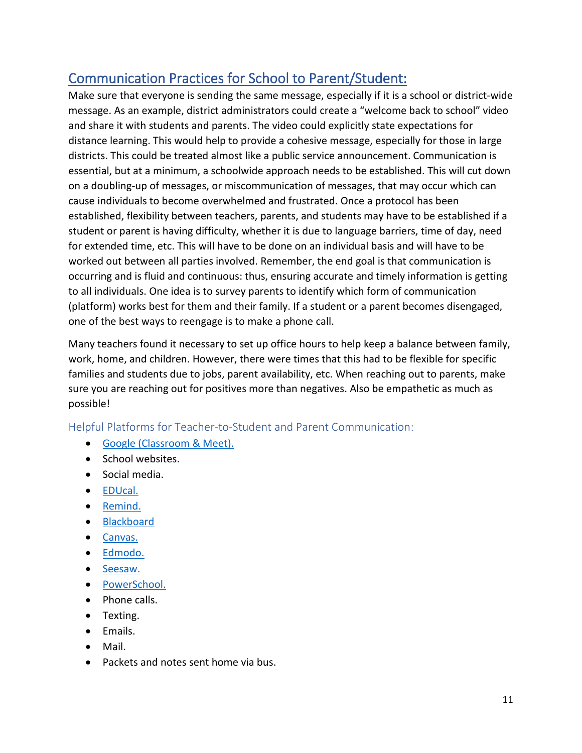## Communication Practices for School to Parent/Student:

Make sure that everyone is sending the same message, especially if it is a school or district-wide message. As an example, district administrators could create a "welcome back to school" video and share it with students and parents. The video could explicitly state expectations for distance learning. This would help to provide a cohesive message, especially for those in large districts. This could be treated almost like a public service announcement. Communication is essential, but at a minimum, a schoolwide approach needs to be established. This will cut down on a doubling-up of messages, or miscommunication of messages, that may occur which can cause individuals to become overwhelmed and frustrated. Once a protocol has been established, flexibility between teachers, parents, and students may have to be established if a student or parent is having difficulty, whether it is due to language barriers, time of day, need for extended time, etc. This will have to be done on an individual basis and will have to be worked out between all parties involved. Remember, the end goal is that communication is occurring and is fluid and continuous: thus, ensuring accurate and timely information is getting to all individuals. One idea is to survey parents to identify which form of communication (platform) works best for them and their family. If a student or a parent becomes disengaged, one of the best ways to reengage is to make a phone call.

Many teachers found it necessary to set up office hours to help keep a balance between family, work, home, and children. However, there were times that this had to be flexible for specific families and students due to jobs, parent availability, etc. When reaching out to parents, make sure you are reaching out for positives more than negatives. Also be empathetic as much as possible!

### Helpful Platforms for Teacher-to-Student and Parent Communication:

- Google (Classroom & Meet).
- School websites.
- Social media.
- EDUcal.
- Remind.
- Blackboard
- Canvas.
- Edmodo.
- Seesaw.
- PowerSchool.
- Phone calls.
- Texting.
- Emails.
- Mail.
- Packets and notes sent home via bus.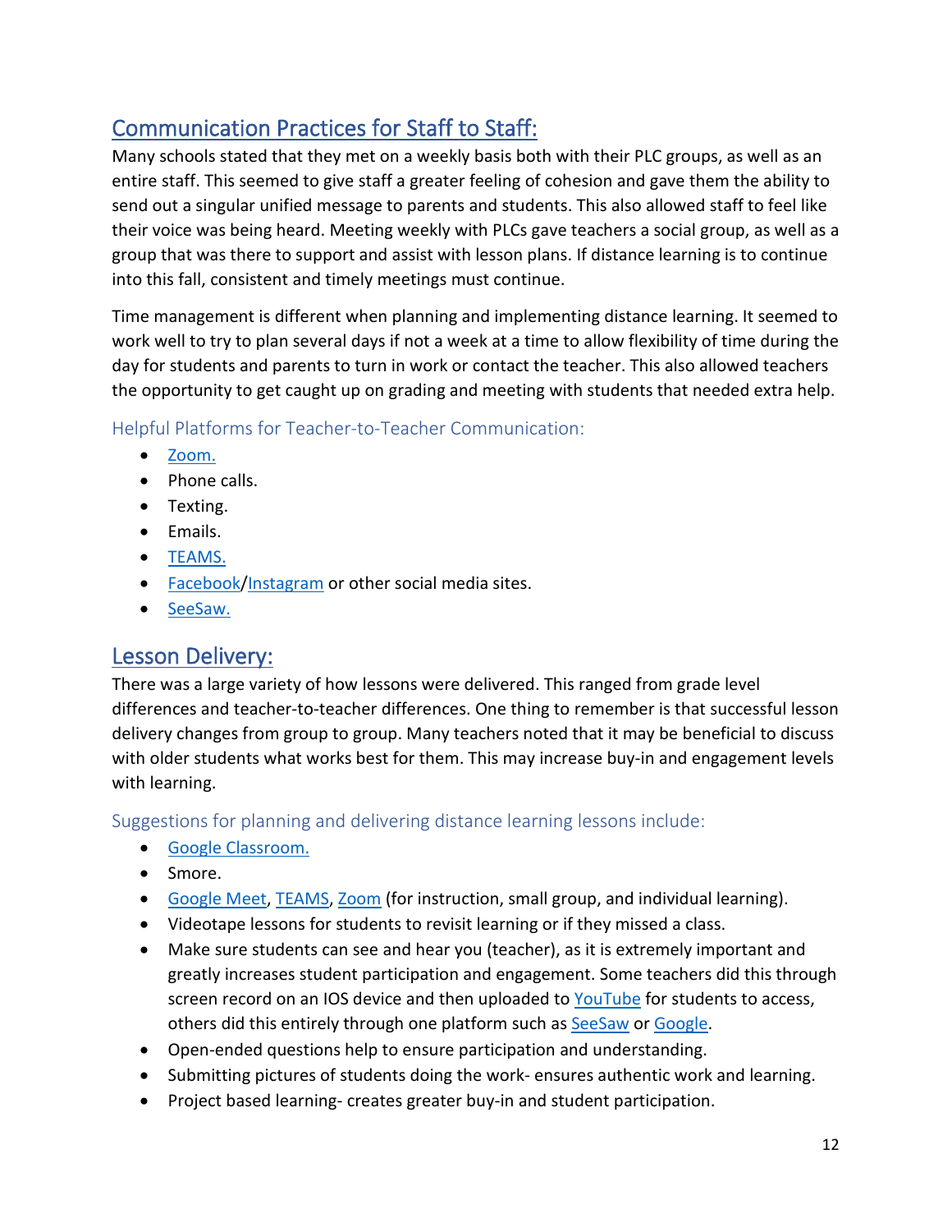## Communication Practices for Staff to Staff:

Many schools stated that they met on a weekly basis both with their PLC groups, as well as an entire staff. This seemed to give staff a greater feeling of cohesion and gave them the ability to send out a singular unified message to parents and students. This also allowed staff to feel like their voice was being heard. Meeting weekly with PLCs gave teachers a social group, as well as a group that was there to support and assist with lesson plans. If distance learning is to continue into this fall, consistent and timely meetings must continue.

Time management is different when planning and implementing distance learning. It seemed to work well to try to plan several days if not a week at a time to allow flexibility of time during the day for students and parents to turn in work or contact the teacher. This also allowed teachers the opportunity to get caught up on grading and meeting with students that needed extra help.

### Helpful Platforms for Teacher-to-Teacher Communication:

- Zoom.
- Phone calls.
- Texting.
- Emails.
- TEAMS.
- Facebook/Instagram or other social media sites.
- SeeSaw.

## Lesson Delivery:

There was a large variety of how lessons were delivered. This ranged from grade level differences and teacher-to-teacher differences. One thing to remember is that successful lesson delivery changes from group to group. Many teachers noted that it may be beneficial to discuss with older students what works best for them. This may increase buy-in and engagement levels with learning.

### Suggestions for planning and delivering distance learning lessons include:

- Google Classroom.
- Smore.
- Google Meet, TEAMS, Zoom (for instruction, small group, and individual learning).
- Videotape lessons for students to revisit learning or if they missed a class.
- Make sure students can see and hear you (teacher), as it is extremely important and greatly increases student participation and engagement. Some teachers did this through screen record on an IOS device and then uploaded to YouTube for students to access, others did this entirely through one platform such as SeeSaw or Google.
- Open-ended questions help to ensure participation and understanding.
- Submitting pictures of students doing the work- ensures authentic work and learning.
- Project based learning- creates greater buy-in and student participation.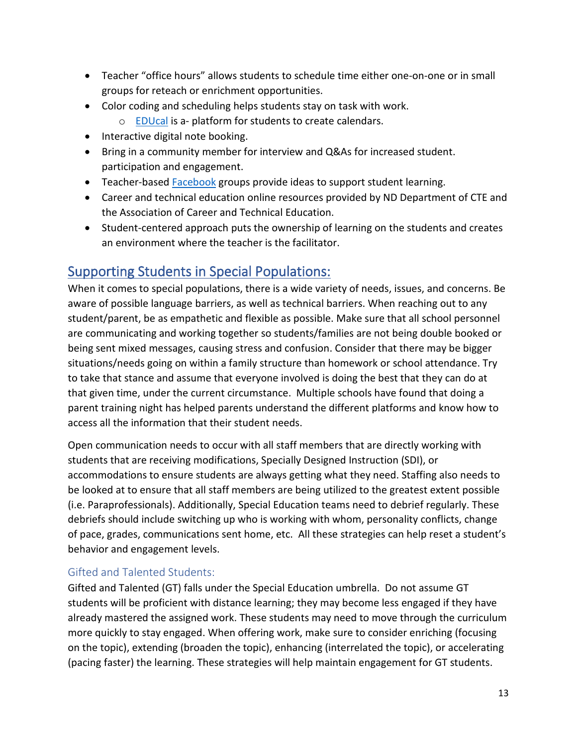- Teacher "office hours" allows students to schedule time either one-on-one or in small groups for reteach or enrichment opportunities.
- Color coding and scheduling helps students stay on task with work.
  - EDUcal is a- platform for students to create calendars.
- Interactive digital note booking.
- Bring in a community member for interview and Q&As for increased student. participation and engagement.
- Teacher-based Facebook groups provide ideas to support student learning.
- Career and technical education online resources provided by ND Department of CTE and the Association of Career and Technical Education.
- Student-centered approach puts the ownership of learning on the students and creates an environment where the teacher is the facilitator.

## Supporting Students in Special Populations:

When it comes to special populations, there is a wide variety of needs, issues, and concerns. Be aware of possible language barriers, as well as technical barriers. When reaching out to any student/parent, be as empathetic and flexible as possible. Make sure that all school personnel are communicating and working together so students/families are not being double booked or being sent mixed messages, causing stress and confusion. Consider that there may be bigger situations/needs going on within a family structure than homework or school attendance. Try to take that stance and assume that everyone involved is doing the best that they can do at that given time, under the current circumstance. Multiple schools have found that doing a parent training night has helped parents understand the different platforms and know how to access all the information that their student needs.

Open communication needs to occur with all staff members that are directly working with students that are receiving modifications, Specially Designed Instruction (SDI), or accommodations to ensure students are always getting what they need. Staffing also needs to be looked at to ensure that all staff members are being utilized to the greatest extent possible (i.e. Paraprofessionals). Additionally, Special Education teams need to debrief regularly. These debriefs should include switching up who is working with whom, personality conflicts, change of pace, grades, communications sent home, etc. All these strategies can help reset a student's behavior and engagement levels.

### Gifted and Talented Students:

Gifted and Talented (GT) falls under the Special Education umbrella. Do not assume GT students will be proficient with distance learning; they may become less engaged if they have already mastered the assigned work. These students may need to move through the curriculum more quickly to stay engaged. When offering work, make sure to consider enriching (focusing on the topic), extending (broaden the topic), enhancing (interrelated the topic), or accelerating (pacing faster) the learning. These strategies will help maintain engagement for GT students.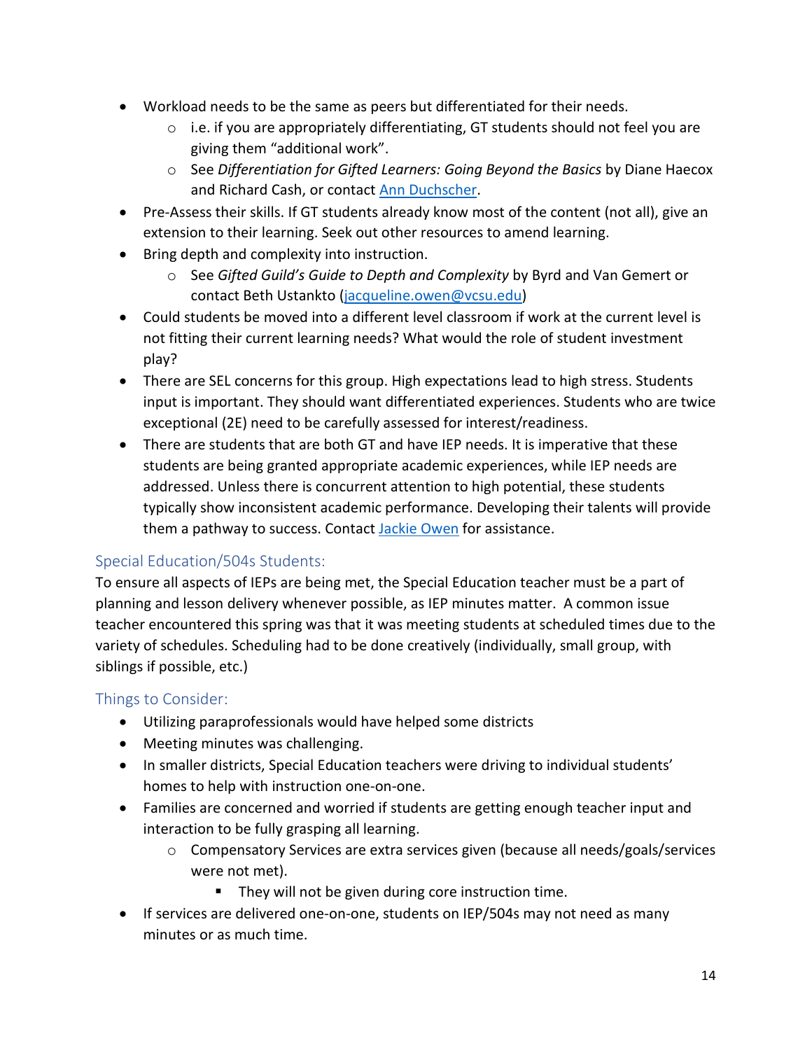- Workload needs to be the same as peers but differentiated for their needs.
  - i.e. if you are appropriately differentiating, GT students should not feel you are giving them "additional work".
  - See *Differentiation for Gifted Learners: Going Beyond the Basics* by Diane Haecox and Richard Cash, or contact [Ann Duchscher](#).
- Pre-Assess their skills. If GT students already know most of the content (not all), give an extension to their learning. Seek out other resources to amend learning.
- Bring depth and complexity into instruction.
  - See *Gifted Guild's Guide to Depth and Complexity* by Byrd and Van Gemert or contact Beth Ustankto ([jacqueline.owen@vcsu.edu](mailto:jacqueline.owen@vcsu.edu))
- Could students be moved into a different level classroom if work at the current level is not fitting their current learning needs? What would the role of student investment play?
- There are SEL concerns for this group. High expectations lead to high stress. Students input is important. They should want differentiated experiences. Students who are twice exceptional (2E) need to be carefully assessed for interest/readiness.
- There are students that are both GT and have IEP needs. It is imperative that these students are being granted appropriate academic experiences, while IEP needs are addressed. Unless there is concurrent attention to high potential, these students typically show inconsistent academic performance. Developing their talents will provide them a pathway to success. Contact [Jackie Owen](#) for assistance.

## Special Education/504s Students:

To ensure all aspects of IEPs are being met, the Special Education teacher must be a part of planning and lesson delivery whenever possible, as IEP minutes matter. A common issue teacher encountered this spring was that it was meeting students at scheduled times due to the variety of schedules. Scheduling had to be done creatively (individually, small group, with siblings if possible, etc.)

## Things to Consider:

- Utilizing paraprofessionals would have helped some districts
- Meeting minutes was challenging.
- In smaller districts, Special Education teachers were driving to individual students' homes to help with instruction one-on-one.
- Families are concerned and worried if students are getting enough teacher input and interaction to be fully grasping all learning.
  - Compensatory Services are extra services given (because all needs/goals/services were not met).
    - They will not be given during core instruction time.
- If services are delivered one-on-one, students on IEP/504s may not need as many minutes or as much time.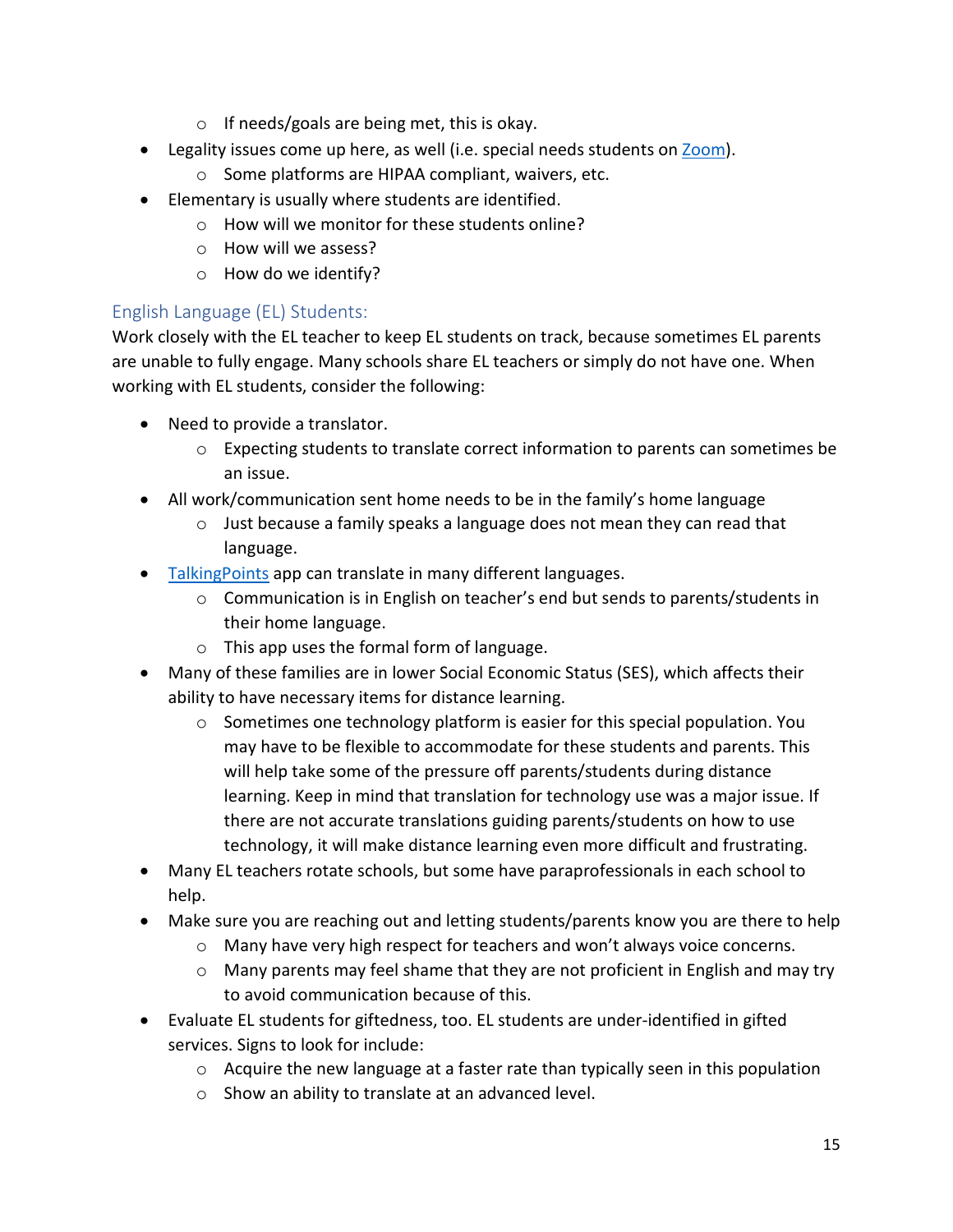- If needs/goals are being met, this is okay.
- Legality issues come up here, as well (i.e. special needs students on [Zoom]()).
    - Some platforms are HIPAA compliant, waivers, etc.
- Elementary is usually where students are identified.
    - How will we monitor for these students online?
    - How will we assess?
    - How do we identify?

## English Language (EL) Students:

Work closely with the EL teacher to keep EL students on track, because sometimes EL parents are unable to fully engage. Many schools share EL teachers or simply do not have one. When working with EL students, consider the following:

- Need to provide a translator.
    - Expecting students to translate correct information to parents can sometimes be an issue.
- All work/communication sent home needs to be in the family's home language
    - Just because a family speaks a language does not mean they can read that language.
- [TalkingPoints]() app can translate in many different languages.
    - Communication is in English on teacher's end but sends to parents/students in their home language.
    - This app uses the formal form of language.
- Many of these families are in lower Social Economic Status (SES), which affects their ability to have necessary items for distance learning.
    - Sometimes one technology platform is easier for this special population. You may have to be flexible to accommodate for these students and parents. This will help take some of the pressure off parents/students during distance learning. Keep in mind that translation for technology use was a major issue. If there are not accurate translations guiding parents/students on how to use technology, it will make distance learning even more difficult and frustrating.
- Many EL teachers rotate schools, but some have paraprofessionals in each school to help.
- Make sure you are reaching out and letting students/parents know you are there to help
    - Many have very high respect for teachers and won't always voice concerns.
    - Many parents may feel shame that they are not proficient in English and may try to avoid communication because of this.
- Evaluate EL students for giftedness, too. EL students are under-identified in gifted services. Signs to look for include:
    - Acquire the new language at a faster rate than typically seen in this population
    - Show an ability to translate at an advanced level.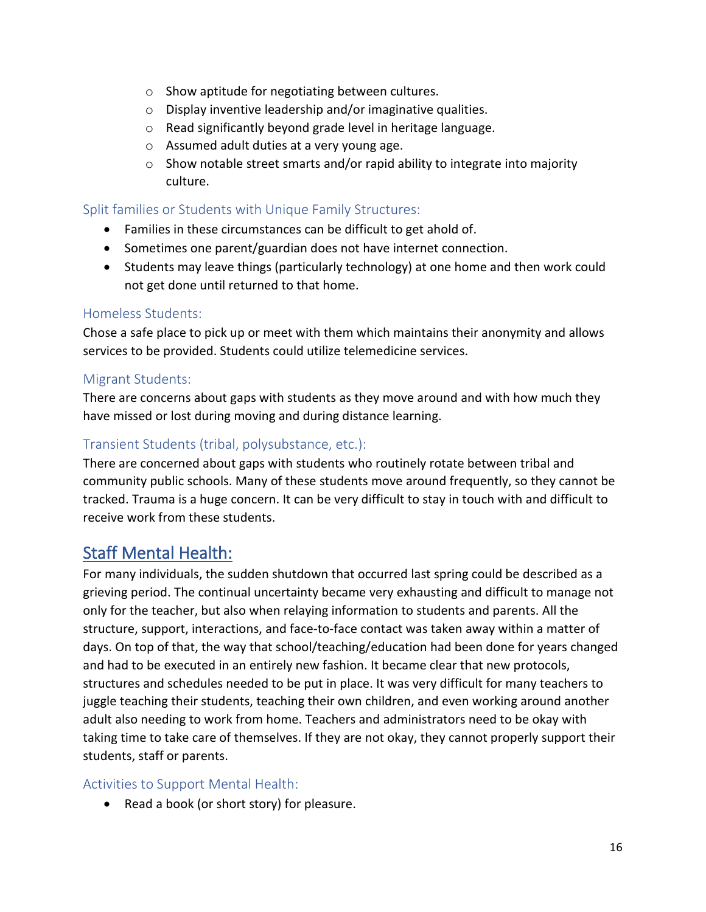- Show aptitude for negotiating between cultures.
- Display inventive leadership and/or imaginative qualities.
- Read significantly beyond grade level in heritage language.
- Assumed adult duties at a very young age.
- Show notable street smarts and/or rapid ability to integrate into majority culture.

### Split families or Students with Unique Family Structures:

- Families in these circumstances can be difficult to get ahold of.
- Sometimes one parent/guardian does not have internet connection.
- Students may leave things (particularly technology) at one home and then work could not get done until returned to that home.

### Homeless Students:

Chose a safe place to pick up or meet with them which maintains their anonymity and allows services to be provided. Students could utilize telemedicine services.

### Migrant Students:

There are concerns about gaps with students as they move around and with how much they have missed or lost during moving and during distance learning.

### Transient Students (tribal, polysubstance, etc.):

There are concerned about gaps with students who routinely rotate between tribal and community public schools. Many of these students move around frequently, so they cannot be tracked. Trauma is a huge concern. It can be very difficult to stay in touch with and difficult to receive work from these students.

## Staff Mental Health:

For many individuals, the sudden shutdown that occurred last spring could be described as a grieving period. The continual uncertainty became very exhausting and difficult to manage not only for the teacher, but also when relaying information to students and parents. All the structure, support, interactions, and face-to-face contact was taken away within a matter of days. On top of that, the way that school/teaching/education had been done for years changed and had to be executed in an entirely new fashion. It became clear that new protocols, structures and schedules needed to be put in place. It was very difficult for many teachers to juggle teaching their students, teaching their own children, and even working around another adult also needing to work from home. Teachers and administrators need to be okay with taking time to take care of themselves. If they are not okay, they cannot properly support their students, staff or parents.

### Activities to Support Mental Health:

- Read a book (or short story) for pleasure.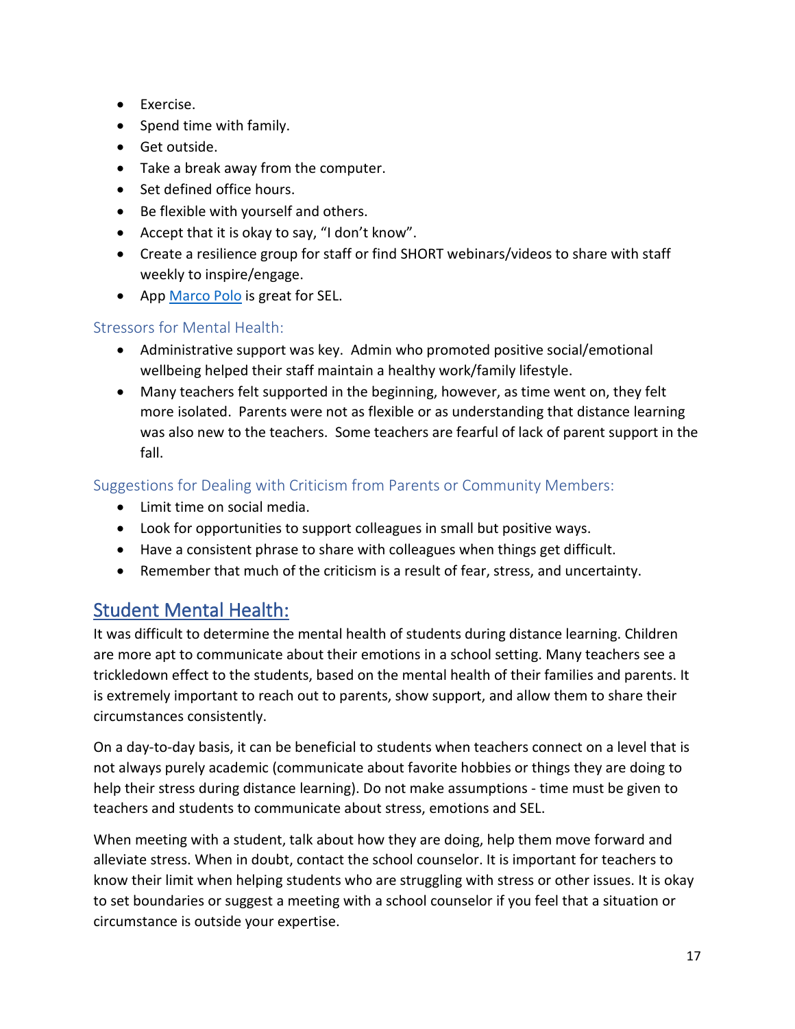- Exercise.
- Spend time with family.
- Get outside.
- Take a break away from the computer.
- Set defined office hours.
- Be flexible with yourself and others.
- Accept that it is okay to say, "I don't know".
- Create a resilience group for staff or find SHORT webinars/videos to share with staff weekly to inspire/engage.
- App [Marco Polo]() is great for SEL.

### Stressors for Mental Health:

- Administrative support was key. Admin who promoted positive social/emotional wellbeing helped their staff maintain a healthy work/family lifestyle.
- Many teachers felt supported in the beginning, however, as time went on, they felt more isolated. Parents were not as flexible or as understanding that distance learning was also new to the teachers. Some teachers are fearful of lack of parent support in the fall.

### Suggestions for Dealing with Criticism from Parents or Community Members:

- Limit time on social media.
- Look for opportunities to support colleagues in small but positive ways.
- Have a consistent phrase to share with colleagues when things get difficult.
- Remember that much of the criticism is a result of fear, stress, and uncertainty.

## Student Mental Health:

It was difficult to determine the mental health of students during distance learning. Children are more apt to communicate about their emotions in a school setting. Many teachers see a trickledown effect to the students, based on the mental health of their families and parents. It is extremely important to reach out to parents, show support, and allow them to share their circumstances consistently.

On a day-to-day basis, it can be beneficial to students when teachers connect on a level that is not always purely academic (communicate about favorite hobbies or things they are doing to help their stress during distance learning). Do not make assumptions - time must be given to teachers and students to communicate about stress, emotions and SEL.

When meeting with a student, talk about how they are doing, help them move forward and alleviate stress. When in doubt, contact the school counselor. It is important for teachers to know their limit when helping students who are struggling with stress or other issues. It is okay to set boundaries or suggest a meeting with a school counselor if you feel that a situation or circumstance is outside your expertise.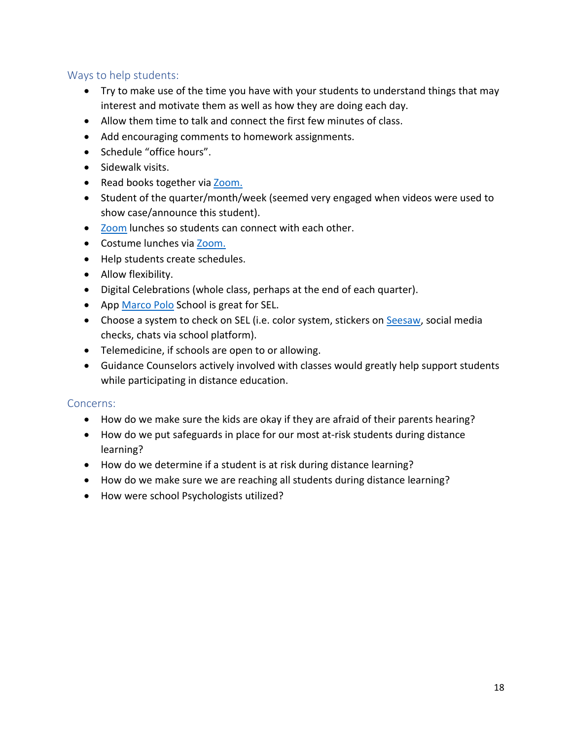### Ways to help students:

- Try to make use of the time you have with your students to understand things that may interest and motivate them as well as how they are doing each day.
- Allow them time to talk and connect the first few minutes of class.
- Add encouraging comments to homework assignments.
- Schedule "office hours".
- Sidewalk visits.
- Read books together via Zoom.
- Student of the quarter/month/week (seemed very engaged when videos were used to show case/announce this student).
- Zoom lunches so students can connect with each other.
- Costume lunches via Zoom.
- Help students create schedules.
- Allow flexibility.
- Digital Celebrations (whole class, perhaps at the end of each quarter).
- App Marco Polo School is great for SEL.
- Choose a system to check on SEL (i.e. color system, stickers on Seesaw, social media checks, chats via school platform).
- Telemedicine, if schools are open to or allowing.
- Guidance Counselors actively involved with classes would greatly help support students while participating in distance education.

### Concerns:

- How do we make sure the kids are okay if they are afraid of their parents hearing?
- How do we put safeguards in place for our most at-risk students during distance learning?
- How do we determine if a student is at risk during distance learning?
- How do we make sure we are reaching all students during distance learning?
- How were school Psychologists utilized?